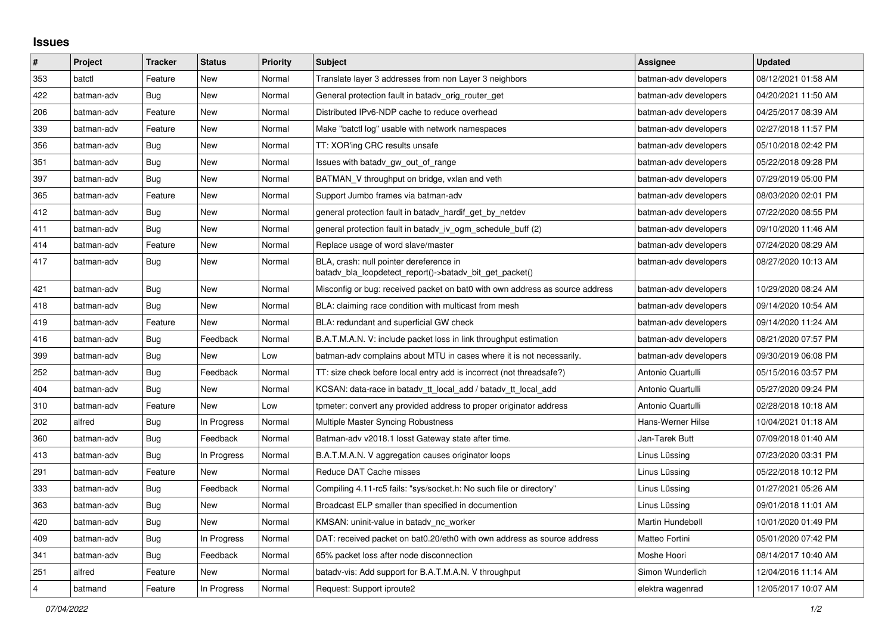## Issues

| # | Project | Tracker | Status | Priority | Subject | Assignee | Updated |
|---|---|---|---|---|---|---|---|
| 353 | batctl | Feature | New | Normal | Translate layer 3 addresses from non Layer 3 neighbors | batman-adv developers | 08/12/2021 01:58 AM |
| 422 | batman-adv | Bug | New | Normal | General protection fault in batadv_orig_router_get | batman-adv developers | 04/20/2021 11:50 AM |
| 206 | batman-adv | Feature | New | Normal | Distributed IPv6-NDP cache to reduce overhead | batman-adv developers | 04/25/2017 08:39 AM |
| 339 | batman-adv | Feature | New | Normal | Make "batctl log" usable with network namespaces | batman-adv developers | 02/27/2018 11:57 PM |
| 356 | batman-adv | Bug | New | Normal | TT: XOR'ing CRC results unsafe | batman-adv developers | 05/10/2018 02:42 PM |
| 351 | batman-adv | Bug | New | Normal | Issues with batadv_gw_out_of_range | batman-adv developers | 05/22/2018 09:28 PM |
| 397 | batman-adv | Bug | New | Normal | BATMAN_V throughput on bridge, vxlan and veth | batman-adv developers | 07/29/2019 05:00 PM |
| 365 | batman-adv | Feature | New | Normal | Support Jumbo frames via batman-adv | batman-adv developers | 08/03/2020 02:01 PM |
| 412 | batman-adv | Bug | New | Normal | general protection fault in batadv_hardif_get_by_netdev | batman-adv developers | 07/22/2020 08:55 PM |
| 411 | batman-adv | Bug | New | Normal | general protection fault in batadv_iv_ogm_schedule_buff (2) | batman-adv developers | 09/10/2020 11:46 AM |
| 414 | batman-adv | Feature | New | Normal | Replace usage of word slave/master | batman-adv developers | 07/24/2020 08:29 AM |
| 417 | batman-adv | Bug | New | Normal | BLA, crash: null pointer dereference in batadv_bla_loopdetect_report()->batadv_bit_get_packet() | batman-adv developers | 08/27/2020 10:13 AM |
| 421 | batman-adv | Bug | New | Normal | Misconfig or bug: received packet on bat0 with own address as source address | batman-adv developers | 10/29/2020 08:24 AM |
| 418 | batman-adv | Bug | New | Normal | BLA: claiming race condition with multicast from mesh | batman-adv developers | 09/14/2020 10:54 AM |
| 419 | batman-adv | Feature | New | Normal | BLA: redundant and superficial GW check | batman-adv developers | 09/14/2020 11:24 AM |
| 416 | batman-adv | Bug | Feedback | Normal | B.A.T.M.A.N. V: include packet loss in link throughput estimation | batman-adv developers | 08/21/2020 07:57 PM |
| 399 | batman-adv | Bug | New | Low | batman-adv complains about MTU in cases where it is not necessarily. | batman-adv developers | 09/30/2019 06:08 PM |
| 252 | batman-adv | Bug | Feedback | Normal | TT: size check before local entry add is incorrect (not threadsafe?) | Antonio Quartulli | 05/15/2016 03:57 PM |
| 404 | batman-adv | Bug | New | Normal | KCSAN: data-race in batadv_tt_local_add / batadv_tt_local_add | Antonio Quartulli | 05/27/2020 09:24 PM |
| 310 | batman-adv | Feature | New | Low | tpmeter: convert any provided address to proper originator address | Antonio Quartulli | 02/28/2018 10:18 AM |
| 202 | alfred | Bug | In Progress | Normal | Multiple Master Syncing Robustness | Hans-Werner Hilse | 10/04/2021 01:18 AM |
| 360 | batman-adv | Bug | Feedback | Normal | Batman-adv v2018.1 losst Gateway state after time. | Jan-Tarek Butt | 07/09/2018 01:40 AM |
| 413 | batman-adv | Bug | In Progress | Normal | B.A.T.M.A.N. V aggregation causes originator loops | Linus Lüssing | 07/23/2020 03:31 PM |
| 291 | batman-adv | Feature | New | Normal | Reduce DAT Cache misses | Linus Lüssing | 05/22/2018 10:12 PM |
| 333 | batman-adv | Bug | Feedback | Normal | Compiling 4.11-rc5 fails: "sys/socket.h: No such file or directory" | Linus Lüssing | 01/27/2021 05:26 AM |
| 363 | batman-adv | Bug | New | Normal | Broadcast ELP smaller than specified in documention | Linus Lüssing | 09/01/2018 11:01 AM |
| 420 | batman-adv | Bug | New | Normal | KMSAN: uninit-value in batadv_nc_worker | Martin Hundebøll | 10/01/2020 01:49 PM |
| 409 | batman-adv | Bug | In Progress | Normal | DAT: received packet on bat0.20/eth0 with own address as source address | Matteo Fortini | 05/01/2020 07:42 PM |
| 341 | batman-adv | Bug | Feedback | Normal | 65% packet loss after node disconnection | Moshe Hoori | 08/14/2017 10:40 AM |
| 251 | alfred | Feature | New | Normal | batadv-vis: Add support for B.A.T.M.A.N. V throughput | Simon Wunderlich | 12/04/2016 11:14 AM |
| 4 | batmand | Feature | In Progress | Normal | Request: Support iproute2 | elektra wagenrad | 12/05/2017 10:07 AM |

*07/04/2022*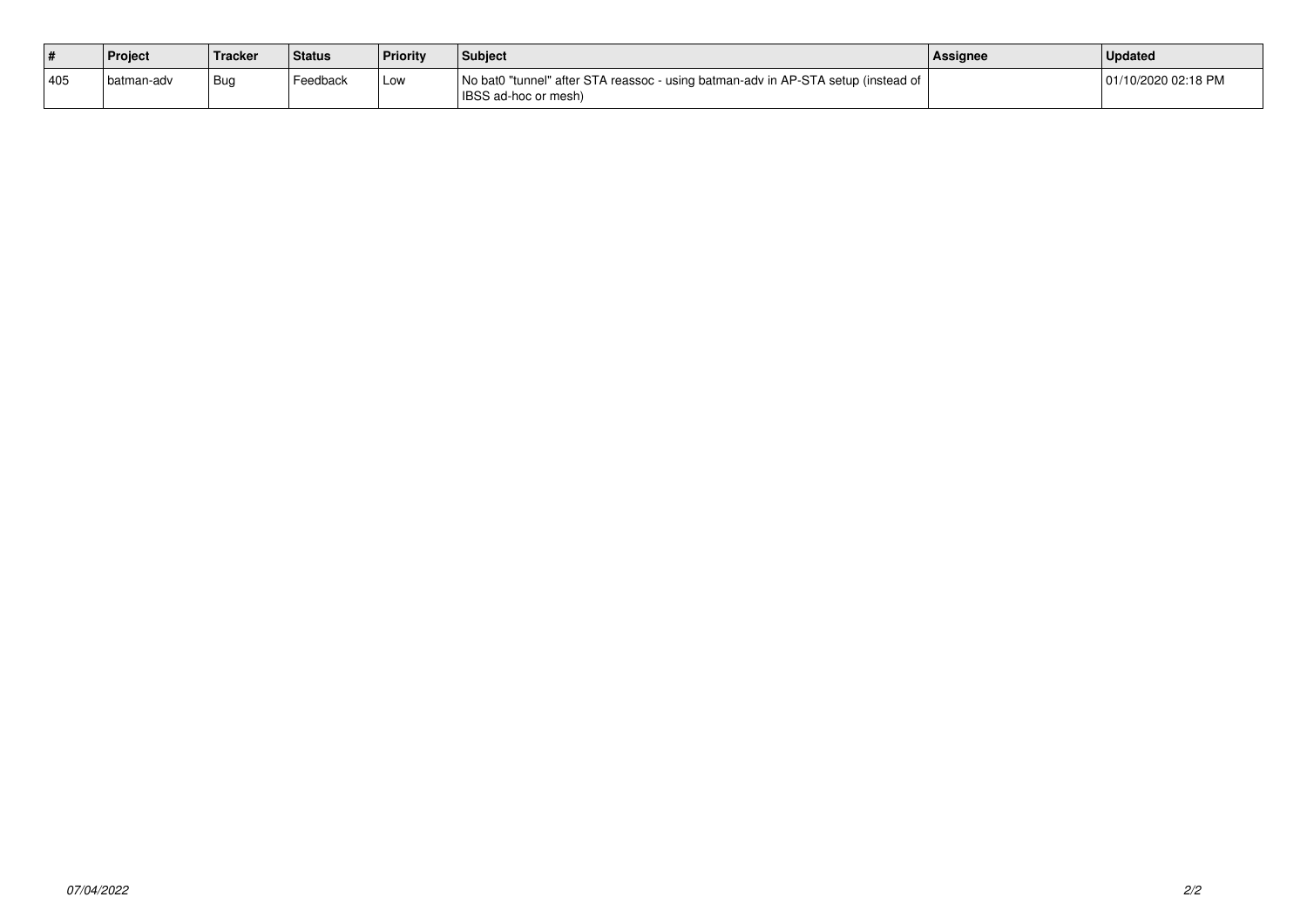| # | Project | Tracker | Status | Priority | Subject | Assignee | Updated |
|---|---|---|---|---|---|---|---|
| 405 | batman-adv | Bug | Feedback | Low | No bat0 "tunnel" after STA reassoc - using batman-adv in AP-STA setup (instead of IBSS ad-hoc or mesh) | | 01/10/2020 02:18 PM |